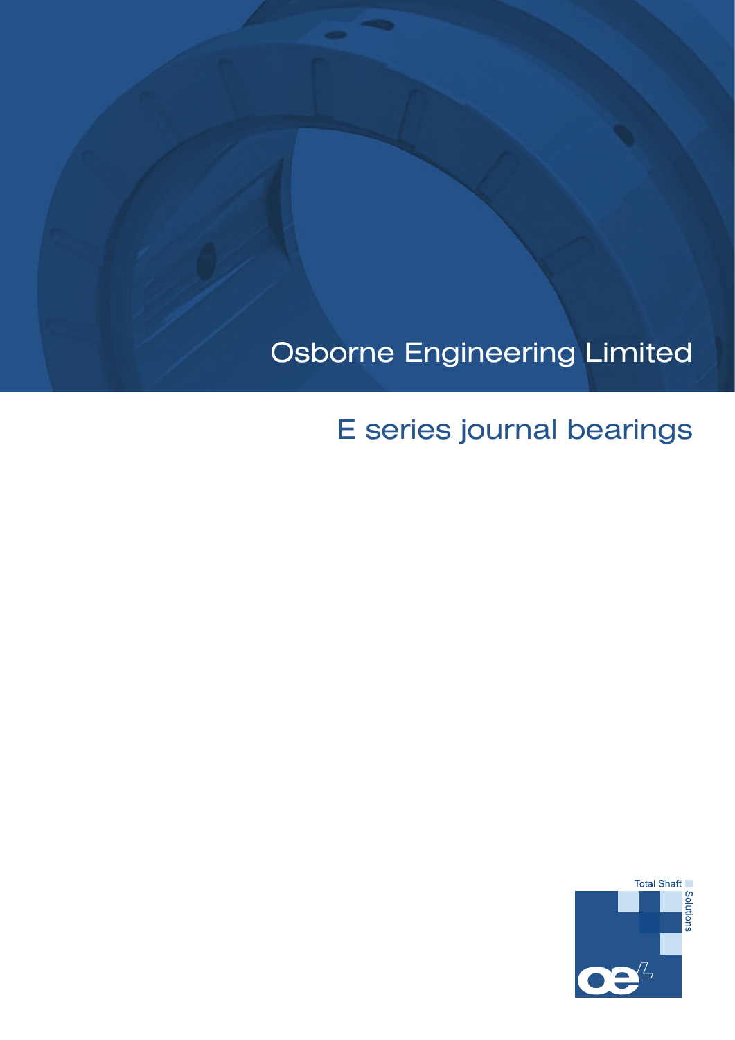# Osborne Engineering Limited

## E series journal bearings

Total Shaft Solutions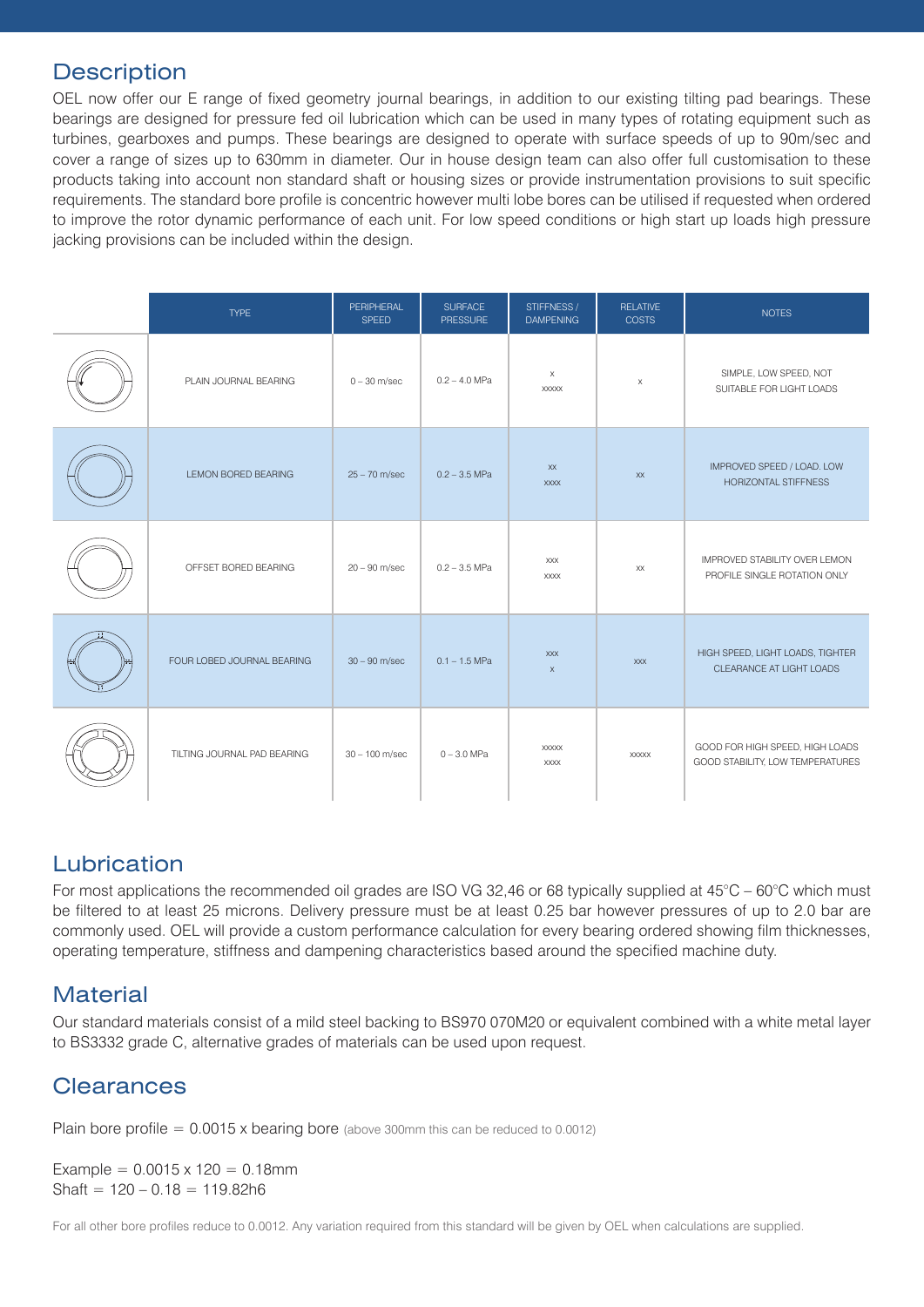## Description

OEL now offer our E range of fixed geometry journal bearings, in addition to our existing tilting pad bearings. These bearings are designed for pressure fed oil lubrication which can be used in many types of rotating equipment such as turbines, gearboxes and pumps. These bearings are designed to operate with surface speeds of up to 90m/sec and cover a range of sizes up to 630mm in diameter. Our in house design team can also offer full customisation to these products taking into account non standard shaft or housing sizes or provide instrumentation provisions to suit specific requirements. The standard bore profile is concentric however multi lobe bores can be utilised if requested when ordered to improve the rotor dynamic performance of each unit. For low speed conditions or high start up loads high pressure jacking provisions can be included within the design.

| | TYPE | PERIPHERAL SPEED | SURFACE PRESSURE | STIFFNESS / DAMPENING | RELATIVE COSTS | NOTES |
|---|---|---|---|---|---|---|
| | PLAIN JOURNAL BEARING | 0 – 30 m/sec | 0.2 – 4.0 MPa | x<br>xxxxx | x | SIMPLE, LOW SPEED, NOT SUITABLE FOR LIGHT LOADS |
| | LEMON BORED BEARING | 25 – 70 m/sec | 0.2 – 3.5 MPa | xx<br>xxxx | xx | IMPROVED SPEED / LOAD. LOW HORIZONTAL STIFFNESS |
| | OFFSET BORED BEARING | 20 – 90 m/sec | 0.2 – 3.5 MPa | xxx<br>xxxx | xx | IMPROVED STABILITY OVER LEMON PROFILE SINGLE ROTATION ONLY |
| | FOUR LOBED JOURNAL BEARING | 30 – 90 m/sec | 0.1 – 1.5 MPa | xxx<br>x | xxx | HIGH SPEED, LIGHT LOADS, TIGHTER CLEARANCE AT LIGHT LOADS |
| | TILTING JOURNAL PAD BEARING | 30 – 100 m/sec | 0 – 3.0 MPa | xxxxx<br>xxxx | xxxxx | GOOD FOR HIGH SPEED, HIGH LOADS GOOD STABILITY, LOW TEMPERATURES |

## Lubrication

For most applications the recommended oil grades are ISO VG 32,46 or 68 typically supplied at 45°C – 60°C which must be filtered to at least 25 microns. Delivery pressure must be at least 0.25 bar however pressures of up to 2.0 bar are commonly used. OEL will provide a custom performance calculation for every bearing ordered showing film thicknesses, operating temperature, stiffness and dampening characteristics based around the specified machine duty.

## Material

Our standard materials consist of a mild steel backing to BS970 070M20 or equivalent combined with a white metal layer to BS3332 grade C, alternative grades of materials can be used upon request.

## Clearances

Plain bore profile = 0.0015 x bearing bore (above 300mm this can be reduced to 0.0012)

Example = 0.0015 x 120 = 0.18mm
Shaft = 120 – 0.18 = 119.82h6

For all other bore profiles reduce to 0.0012. Any variation required from this standard will be given by OEL when calculations are supplied.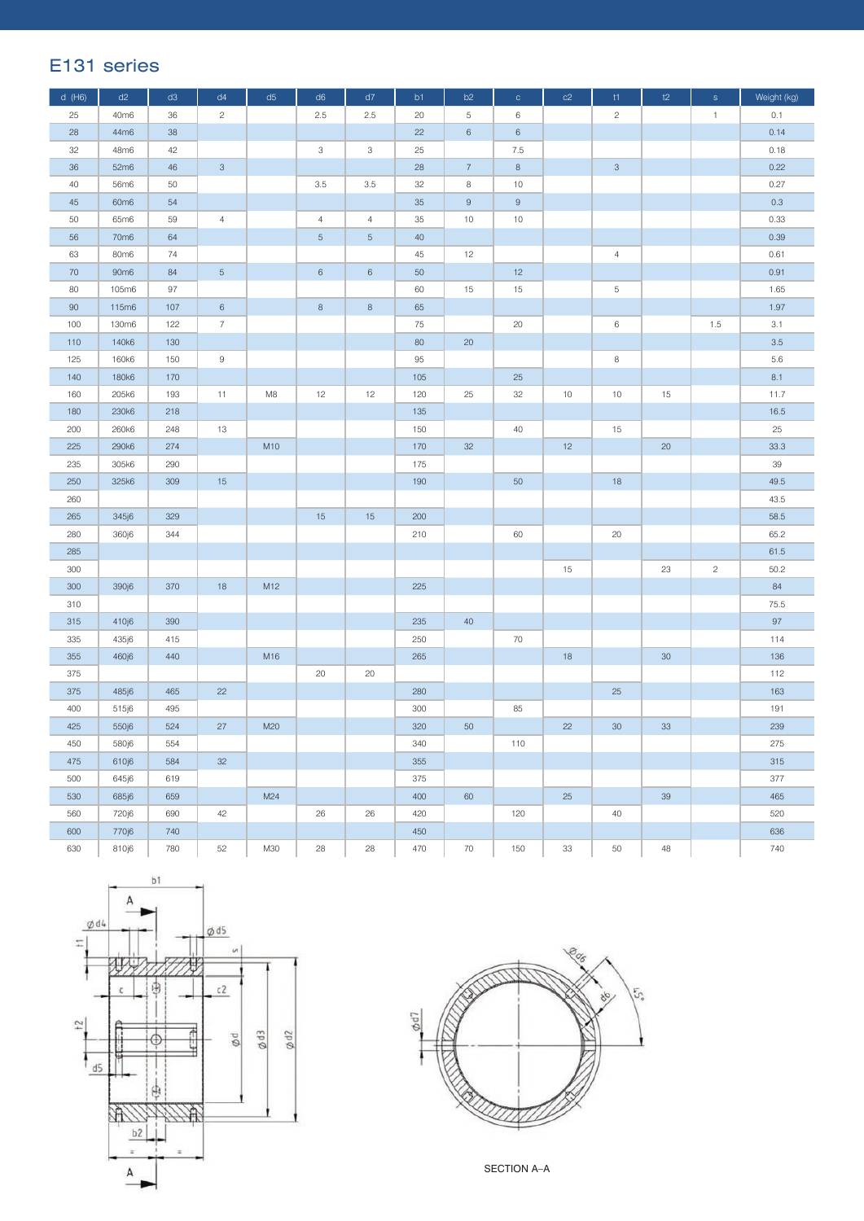## E131 series

| d (H6) | d2 | d3 | d4 | d5 | d6 | d7 | b1 | b2 | c | c2 | t1 | t2 | s | Weight (kg) |
|---|---|---|---|---|---|---|---|---|---|---|---|---|---|---|
| 25 | 40m6 | 36 | 2 | | 2.5 | 2.5 | 20 | 5 | 6 | | 2 | | 1 | 0.1 |
| 28 | 44m6 | 38 | | | | | 22 | 6 | 6 | | | | | 0.14 |
| 32 | 48m6 | 42 | | | 3 | 3 | 25 | | 7.5 | | | | | 0.18 |
| 36 | 52m6 | 46 | 3 | | | | 28 | 7 | 8 | | 3 | | | 0.22 |
| 40 | 56m6 | 50 | | | 3.5 | 3.5 | 32 | 8 | 10 | | | | | 0.27 |
| 45 | 60m6 | 54 | | | | | 35 | 9 | 9 | | | | | 0.3 |
| 50 | 65m6 | 59 | 4 | | 4 | 4 | 35 | 10 | 10 | | | | | 0.33 |
| 56 | 70m6 | 64 | | | 5 | 5 | 40 | | | | | | | 0.39 |
| 63 | 80m6 | 74 | | | | | 45 | 12 | | | 4 | | | 0.61 |
| 70 | 90m6 | 84 | 5 | | 6 | 6 | 50 | | 12 | | | | | 0.91 |
| 80 | 105m6 | 97 | | | | | 60 | 15 | 15 | | 5 | | | 1.65 |
| 90 | 115m6 | 107 | 6 | | 8 | 8 | 65 | | | | | | | 1.97 |
| 100 | 130m6 | 122 | 7 | | | | 75 | | 20 | | 6 | | 1.5 | 3.1 |
| 110 | 140k6 | 130 | | | | | 80 | 20 | | | | | | 3.5 |
| 125 | 160k6 | 150 | 9 | | | | 95 | | | | 8 | | | 5.6 |
| 140 | 180k6 | 170 | | | | | 105 | | 25 | | | | | 8.1 |
| 160 | 205k6 | 193 | 11 | M8 | 12 | 12 | 120 | 25 | 32 | 10 | 10 | 15 | | 11.7 |
| 180 | 230k6 | 218 | | | | | 135 | | | | | | | 16.5 |
| 200 | 260k6 | 248 | 13 | | | | 150 | | 40 | | 15 | | | 25 |
| 225 | 290k6 | 274 | | M10 | | | 170 | 32 | | 12 | | 20 | | 33.3 |
| 235 | 305k6 | 290 | | | | | 175 | | | | | | | 39 |
| 250 | 325k6 | 309 | 15 | | | | 190 | | 50 | | 18 | | | 49.5 |
| 260 | | | | | | | | | | | | | | 43.5 |
| 265 | 345j6 | 329 | | | 15 | 15 | 200 | | | | | | | 58.5 |
| 280 | 360j6 | 344 | | | | | 210 | | 60 | | 20 | | | 65.2 |
| 285 | | | | | | | | | | | | | | 61.5 |
| 300 | | | | | | | | | | 15 | | 23 | 2 | 50.2 |
| 300 | 390j6 | 370 | 18 | M12 | | | 225 | | | | | | | 84 |
| 310 | | | | | | | | | | | | | | 75.5 |
| 315 | 410j6 | 390 | | | | | 235 | 40 | | | | | | 97 |
| 335 | 435j6 | 415 | | | | | 250 | | 70 | | | | | 114 |
| 355 | 460j6 | 440 | | M16 | | | 265 | | | 18 | | 30 | | 136 |
| 375 | | | | | 20 | 20 | | | | | | | | 112 |
| 375 | 485j6 | 465 | 22 | | | | 280 | | | | 25 | | | 163 |
| 400 | 515j6 | 495 | | | | | 300 | | 85 | | | | | 191 |
| 425 | 550j6 | 524 | 27 | M20 | | | 320 | 50 | | 22 | 30 | 33 | | 239 |
| 450 | 580j6 | 554 | | | | | 340 | | 110 | | | | | 275 |
| 475 | 610j6 | 584 | 32 | | | | 355 | | | | | | | 315 |
| 500 | 645j6 | 619 | | | | | 375 | | | | | | | 377 |
| 530 | 685j6 | 659 | | M24 | | | 400 | 60 | | 25 | | 39 | | 465 |
| 560 | 720j6 | 690 | 42 | | 26 | 26 | 420 | | 120 | | 40 | | | 520 |
| 600 | 770j6 | 740 | | | | | 450 | | | | | | | 636 |
| 630 | 810j6 | 780 | 52 | M30 | 28 | 28 | 470 | 70 | 150 | 33 | 50 | 48 | | 740 |

SECTION A–A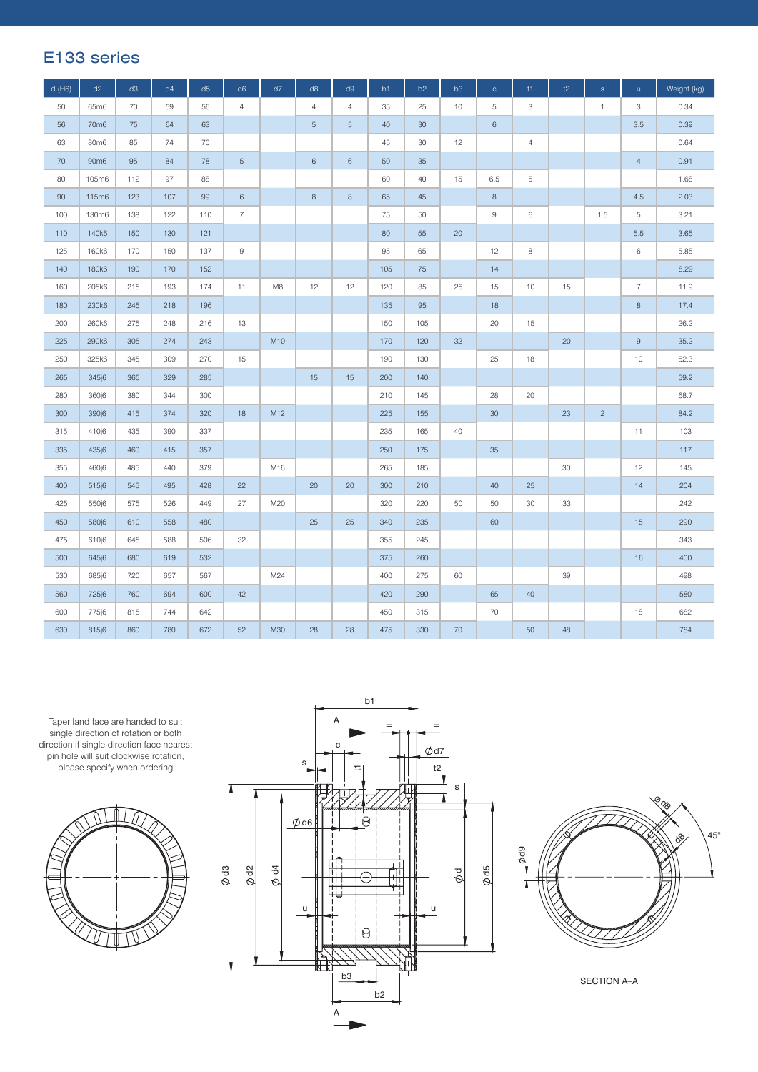## E133 series

| d (H6) | d2 | d3 | d4 | d5 | d6 | d7 | d8 | d9 | b1 | b2 | b3 | c | t1 | t2 | s | u | Weight (kg) |
|---|---|---|---|---|---|---|---|---|---|---|---|---|---|---|---|---|---|
| 50 | 65m6 | 70 | 59 | 56 | 4 | | 4 | 4 | 35 | 25 | 10 | 5 | 3 | | 1 | 3 | 0.34 |
| 56 | 70m6 | 75 | 64 | 63 | | | 5 | 5 | 40 | 30 | | 6 | | | | 3.5 | 0.39 |
| 63 | 80m6 | 85 | 74 | 70 | | | | | 45 | 30 | 12 | | 4 | | | | 0.64 |
| 70 | 90m6 | 95 | 84 | 78 | 5 | | 6 | 6 | 50 | 35 | | | | | | 4 | 0.91 |
| 80 | 105m6 | 112 | 97 | 88 | | | | | 60 | 40 | 15 | 6.5 | 5 | | | | 1.68 |
| 90 | 115m6 | 123 | 107 | 99 | 6 | | 8 | 8 | 65 | 45 | | 8 | | | | 4.5 | 2.03 |
| 100 | 130m6 | 138 | 122 | 110 | 7 | | | | 75 | 50 | | 9 | 6 | | 1.5 | 5 | 3.21 |
| 110 | 140k6 | 150 | 130 | 121 | | | | | 80 | 55 | 20 | | | | | 5.5 | 3.65 |
| 125 | 160k6 | 170 | 150 | 137 | 9 | | | | 95 | 65 | | 12 | 8 | | | 6 | 5.85 |
| 140 | 180k6 | 190 | 170 | 152 | | | | | 105 | 75 | | 14 | | | | | 8.29 |
| 160 | 205k6 | 215 | 193 | 174 | 11 | M8 | 12 | 12 | 120 | 85 | 25 | 15 | 10 | 15 | | 7 | 11.9 |
| 180 | 230k6 | 245 | 218 | 196 | | | | | 135 | 95 | | 18 | | | | 8 | 17.4 |
| 200 | 260k6 | 275 | 248 | 216 | 13 | | | | 150 | 105 | | 20 | 15 | | | | 26.2 |
| 225 | 290k6 | 305 | 274 | 243 | | M10 | | | 170 | 120 | 32 | | | 20 | | 9 | 35.2 |
| 250 | 325k6 | 345 | 309 | 270 | 15 | | | | 190 | 130 | | 25 | 18 | | | 10 | 52.3 |
| 265 | 345j6 | 365 | 329 | 285 | | | 15 | 15 | 200 | 140 | | | | | | | 59.2 |
| 280 | 360j6 | 380 | 344 | 300 | | | | | 210 | 145 | | 28 | 20 | | | | 68.7 |
| 300 | 390j6 | 415 | 374 | 320 | 18 | M12 | | | 225 | 155 | | 30 | | 23 | 2 | | 84.2 |
| 315 | 410j6 | 435 | 390 | 337 | | | | | 235 | 165 | 40 | | | | | 11 | 103 |
| 335 | 435j6 | 460 | 415 | 357 | | | | | 250 | 175 | | 35 | | | | | 117 |
| 355 | 460j6 | 485 | 440 | 379 | | M16 | | | 265 | 185 | | | | 30 | | 12 | 145 |
| 400 | 515j6 | 545 | 495 | 428 | 22 | | 20 | 20 | 300 | 210 | | 40 | 25 | | | 14 | 204 |
| 425 | 550j6 | 575 | 526 | 449 | 27 | M20 | | | 320 | 220 | 50 | 50 | 30 | 33 | | | 242 |
| 450 | 580j6 | 610 | 558 | 480 | | | 25 | 25 | 340 | 235 | | 60 | | | | 15 | 290 |
| 475 | 610j6 | 645 | 588 | 506 | 32 | | | | 355 | 245 | | | | | | | 343 |
| 500 | 645j6 | 680 | 619 | 532 | | | | | 375 | 260 | | | | | | 16 | 400 |
| 530 | 685j6 | 720 | 657 | 567 | | M24 | | | 400 | 275 | 60 | | | 39 | | | 498 |
| 560 | 725j6 | 760 | 694 | 600 | 42 | | | | 420 | 290 | | 65 | 40 | | | | 580 |
| 600 | 775j6 | 815 | 744 | 642 | | | | | 450 | 315 | | 70 | | | | 18 | 682 |
| 630 | 815j6 | 860 | 780 | 672 | 52 | M30 | 28 | 28 | 475 | 330 | 70 | | 50 | 48 | | | 784 |

Taper land face are handed to suit single direction of rotation or both direction if single direction face nearest pin hole will suit clockwise rotation, please specify when ordering

SECTION A–A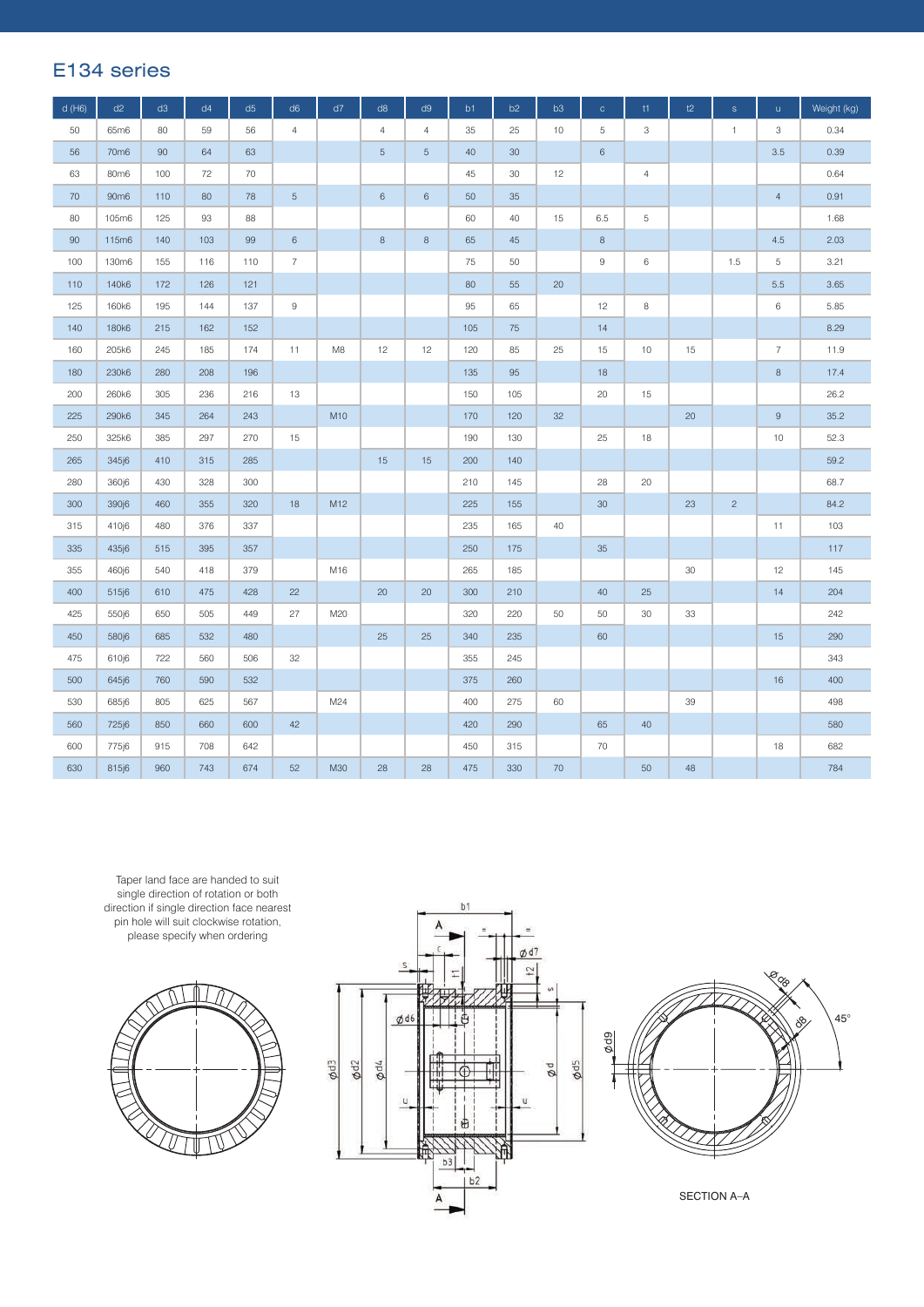## E134 series

| d (H6) | d2 | d3 | d4 | d5 | d6 | d7 | d8 | d9 | b1 | b2 | b3 | c | t1 | t2 | s | u | Weight (kg) |
|---|---|---|---|---|---|---|---|---|---|---|---|---|---|---|---|---|---|
| 50 | 65m6 | 80 | 59 | 56 | 4 | | 4 | 4 | 35 | 25 | 10 | 5 | 3 | | 1 | 3 | 0.34 |
| 56 | 70m6 | 90 | 64 | 63 | | | 5 | 5 | 40 | 30 | | 6 | | | | 3.5 | 0.39 |
| 63 | 80m6 | 100 | 72 | 70 | | | | | 45 | 30 | 12 | | 4 | | | | 0.64 |
| 70 | 90m6 | 110 | 80 | 78 | 5 | | 6 | 6 | 50 | 35 | | | | | | 4 | 0.91 |
| 80 | 105m6 | 125 | 93 | 88 | | | | | 60 | 40 | 15 | 6.5 | 5 | | | | 1.68 |
| 90 | 115m6 | 140 | 103 | 99 | 6 | | 8 | 8 | 65 | 45 | | 8 | | | | 4.5 | 2.03 |
| 100 | 130m6 | 155 | 116 | 110 | 7 | | | | 75 | 50 | | 9 | 6 | | 1.5 | 5 | 3.21 |
| 110 | 140k6 | 172 | 126 | 121 | | | | | 80 | 55 | 20 | | | | | 5.5 | 3.65 |
| 125 | 160k6 | 195 | 144 | 137 | 9 | | | | 95 | 65 | | 12 | 8 | | | 6 | 5.85 |
| 140 | 180k6 | 215 | 162 | 152 | | | | | 105 | 75 | | 14 | | | | | 8.29 |
| 160 | 205k6 | 245 | 185 | 174 | 11 | M8 | 12 | 12 | 120 | 85 | 25 | 15 | 10 | 15 | | 7 | 11.9 |
| 180 | 230k6 | 280 | 208 | 196 | | | | | 135 | 95 | | 18 | | | | 8 | 17.4 |
| 200 | 260k6 | 305 | 236 | 216 | 13 | | | | 150 | 105 | | 20 | 15 | | | | 26.2 |
| 225 | 290k6 | 345 | 264 | 243 | | M10 | | | 170 | 120 | 32 | | | 20 | | 9 | 35.2 |
| 250 | 325k6 | 385 | 297 | 270 | 15 | | | | 190 | 130 | | 25 | 18 | | | 10 | 52.3 |
| 265 | 345j6 | 410 | 315 | 285 | | | 15 | 15 | 200 | 140 | | | | | | | 59.2 |
| 280 | 360j6 | 430 | 328 | 300 | | | | | 210 | 145 | | 28 | 20 | | | | 68.7 |
| 300 | 390j6 | 460 | 355 | 320 | 18 | M12 | | | 225 | 155 | | 30 | | 23 | 2 | | 84.2 |
| 315 | 410j6 | 480 | 376 | 337 | | | | | 235 | 165 | 40 | | | | | 11 | 103 |
| 335 | 435j6 | 515 | 395 | 357 | | | | | 250 | 175 | | 35 | | | | | 117 |
| 355 | 460j6 | 540 | 418 | 379 | | M16 | | | 265 | 185 | | | | 30 | | 12 | 145 |
| 400 | 515j6 | 610 | 475 | 428 | 22 | | 20 | 20 | 300 | 210 | | 40 | 25 | | | 14 | 204 |
| 425 | 550j6 | 650 | 505 | 449 | 27 | M20 | | | 320 | 220 | 50 | 50 | 30 | 33 | | | 242 |
| 450 | 580j6 | 685 | 532 | 480 | | | 25 | 25 | 340 | 235 | | 60 | | | | 15 | 290 |
| 475 | 610j6 | 722 | 560 | 506 | 32 | | | | 355 | 245 | | | | | | | 343 |
| 500 | 645j6 | 760 | 590 | 532 | | | | | 375 | 260 | | | | | | 16 | 400 |
| 530 | 685j6 | 805 | 625 | 567 | | M24 | | | 400 | 275 | 60 | | | 39 | | | 498 |
| 560 | 725j6 | 850 | 660 | 600 | 42 | | | | 420 | 290 | | 65 | 40 | | | | 580 |
| 600 | 775j6 | 915 | 708 | 642 | | | | | 450 | 315 | | 70 | | | | 18 | 682 |
| 630 | 815j6 | 960 | 743 | 674 | 52 | M30 | 28 | 28 | 475 | 330 | 70 | | 50 | 48 | | | 784 |

Taper land face are handed to suit single direction of rotation or both direction if single direction face nearest pin hole will suit clockwise rotation, please specify when ordering

SECTION A–A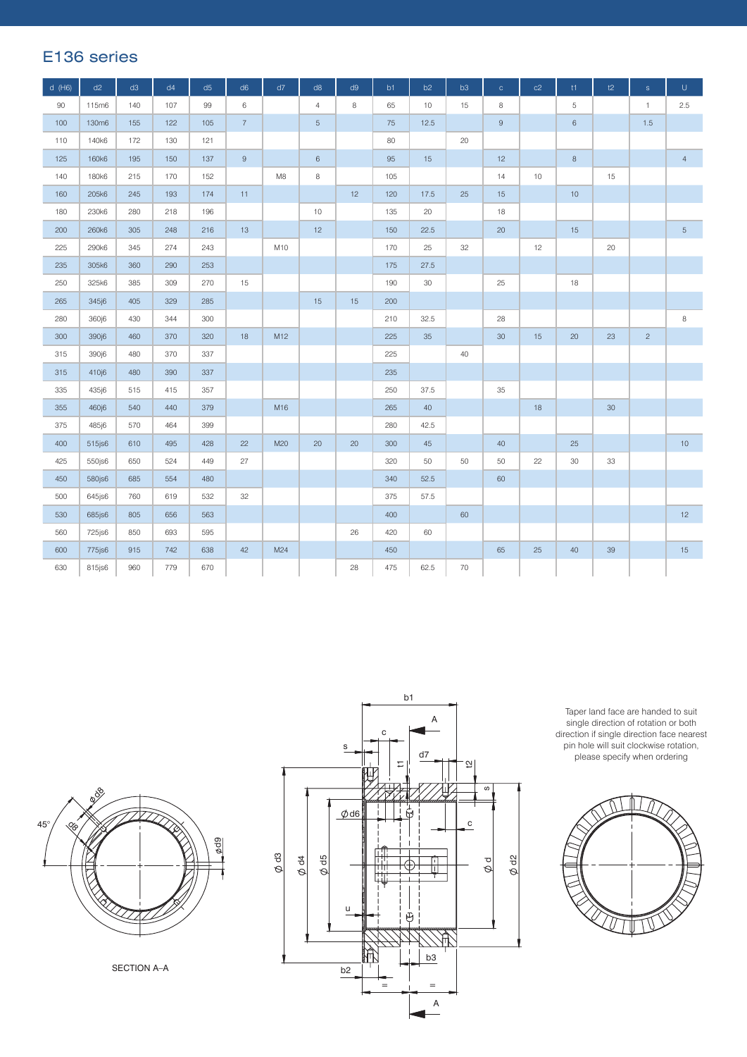## E136 series

| d (H6) | d2 | d3 | d4 | d5 | d6 | d7 | d8 | d9 | b1 | b2 | b3 | c | c2 | t1 | t2 | s | U |
|---|---|---|---|---|---|---|---|---|---|---|---|---|---|---|---|---|---|
| 90 | 115m6 | 140 | 107 | 99 | 6 | | 4 | 8 | 65 | 10 | 15 | 8 | | 5 | | 1 | 2.5 |
| 100 | 130m6 | 155 | 122 | 105 | 7 | | 5 | | 75 | 12.5 | | 9 | | 6 | | 1.5 | |
| 110 | 140k6 | 172 | 130 | 121 | | | | | 80 | | 20 | | | | | | |
| 125 | 160k6 | 195 | 150 | 137 | 9 | | 6 | | 95 | 15 | | 12 | | 8 | | | 4 |
| 140 | 180k6 | 215 | 170 | 152 | | M8 | 8 | | 105 | | | 14 | 10 | | 15 | | |
| 160 | 205k6 | 245 | 193 | 174 | 11 | | | 12 | 120 | 17.5 | 25 | 15 | | 10 | | | |
| 180 | 230k6 | 280 | 218 | 196 | | | 10 | | 135 | 20 | | 18 | | | | | |
| 200 | 260k6 | 305 | 248 | 216 | 13 | | 12 | | 150 | 22.5 | | 20 | | 15 | | | 5 |
| 225 | 290k6 | 345 | 274 | 243 | | M10 | | | 170 | 25 | 32 | | 12 | | 20 | | |
| 235 | 305k6 | 360 | 290 | 253 | | | | | 175 | 27.5 | | | | | | | |
| 250 | 325k6 | 385 | 309 | 270 | 15 | | | | 190 | 30 | | 25 | | 18 | | | |
| 265 | 345j6 | 405 | 329 | 285 | | | 15 | 15 | 200 | | | | | | | | |
| 280 | 360j6 | 430 | 344 | 300 | | | | | 210 | 32.5 | | 28 | | | | | 8 |
| 300 | 390j6 | 460 | 370 | 320 | 18 | M12 | | | 225 | 35 | | 30 | 15 | 20 | 23 | 2 | |
| 315 | 390j6 | 480 | 370 | 337 | | | | | 225 | | 40 | | | | | | |
| 315 | 410j6 | 480 | 390 | 337 | | | | | 235 | | | | | | | | |
| 335 | 435j6 | 515 | 415 | 357 | | | | | 250 | 37.5 | | 35 | | | | | |
| 355 | 460j6 | 540 | 440 | 379 | | M16 | | | 265 | 40 | | | 18 | | 30 | | |
| 375 | 485j6 | 570 | 464 | 399 | | | | | 280 | 42.5 | | | | | | | |
| 400 | 515js6 | 610 | 495 | 428 | 22 | M20 | 20 | 20 | 300 | 45 | | 40 | | 25 | | | 10 |
| 425 | 550js6 | 650 | 524 | 449 | 27 | | | | 320 | 50 | 50 | 50 | 22 | 30 | 33 | | |
| 450 | 580js6 | 685 | 554 | 480 | | | | | 340 | 52.5 | | 60 | | | | | |
| 500 | 645js6 | 760 | 619 | 532 | 32 | | | | 375 | 57.5 | | | | | | | |
| 530 | 685js6 | 805 | 656 | 563 | | | | | 400 | | 60 | | | | | | 12 |
| 560 | 725js6 | 850 | 693 | 595 | | | | 26 | 420 | 60 | | | | | | | |
| 600 | 775js6 | 915 | 742 | 638 | 42 | M24 | | | 450 | | | 65 | 25 | 40 | 39 | | 15 |
| 630 | 815js6 | 960 | 779 | 670 | | | | 28 | 475 | 62.5 | 70 | | | | | | |

SECTION A–A

Taper land face are handed to suit single direction of rotation or both direction if single direction face nearest pin hole will suit clockwise rotation, please specify when ordering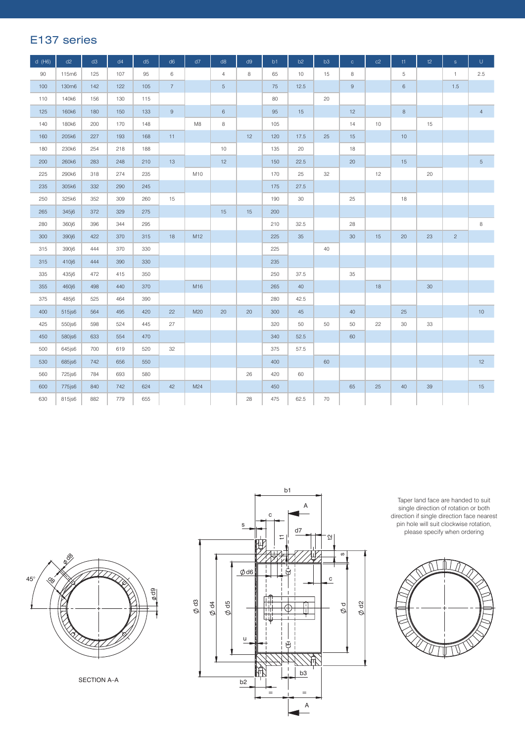# E137 series

| d (H6) | d2 | d3 | d4 | d5 | d6 | d7 | d8 | d9 | b1 | b2 | b3 | c | c2 | t1 | t2 | s | U |
|---|---|---|---|---|---|---|---|---|---|---|---|---|---|---|---|---|---|
| 90 | 115m6 | 125 | 107 | 95 | 6 | | 4 | 8 | 65 | 10 | 15 | 8 | | 5 | | 1 | 2.5 |
| 100 | 130m6 | 142 | 122 | 105 | 7 | | 5 | | 75 | 12.5 | | 9 | | 6 | | 1.5 | |
| 110 | 140k6 | 156 | 130 | 115 | | | | | 80 | | 20 | | | | | | |
| 125 | 160k6 | 180 | 150 | 133 | 9 | | 6 | | 95 | 15 | | 12 | | 8 | | | 4 |
| 140 | 180k6 | 200 | 170 | 148 | | M8 | 8 | | 105 | | | 14 | 10 | | 15 | | |
| 160 | 205k6 | 227 | 193 | 168 | 11 | | | 12 | 120 | 17.5 | 25 | 15 | | 10 | | | |
| 180 | 230k6 | 254 | 218 | 188 | | | 10 | | 135 | 20 | | 18 | | | | | |
| 200 | 260k6 | 283 | 248 | 210 | 13 | | 12 | | 150 | 22.5 | | 20 | | 15 | | | 5 |
| 225 | 290k6 | 318 | 274 | 235 | | M10 | | | 170 | 25 | 32 | | 12 | | 20 | | |
| 235 | 305k6 | 332 | 290 | 245 | | | | | 175 | 27.5 | | | | | | | |
| 250 | 325k6 | 352 | 309 | 260 | 15 | | | | 190 | 30 | | 25 | | 18 | | | |
| 265 | 345j6 | 372 | 329 | 275 | | | 15 | 15 | 200 | | | | | | | | |
| 280 | 360j6 | 396 | 344 | 295 | | | | | 210 | 32.5 | | 28 | | | | | 8 |
| 300 | 390j6 | 422 | 370 | 315 | 18 | M12 | | | 225 | 35 | | 30 | 15 | 20 | 23 | 2 | |
| 315 | 390j6 | 444 | 370 | 330 | | | | | 225 | | 40 | | | | | | |
| 315 | 410j6 | 444 | 390 | 330 | | | | | 235 | | | | | | | | |
| 335 | 435j6 | 472 | 415 | 350 | | | | | 250 | 37.5 | | 35 | | | | | |
| 355 | 460j6 | 498 | 440 | 370 | | M16 | | | 265 | 40 | | | 18 | | 30 | | |
| 375 | 485j6 | 525 | 464 | 390 | | | | | 280 | 42.5 | | | | | | | |
| 400 | 515js6 | 564 | 495 | 420 | 22 | M20 | 20 | 20 | 300 | 45 | | 40 | | 25 | | | 10 |
| 425 | 550js6 | 598 | 524 | 445 | 27 | | | | 320 | 50 | 50 | 50 | 22 | 30 | 33 | | |
| 450 | 580js6 | 633 | 554 | 470 | | | | | 340 | 52.5 | | 60 | | | | | |
| 500 | 645js6 | 700 | 619 | 520 | 32 | | | | 375 | 57.5 | | | | | | | |
| 530 | 685js6 | 742 | 656 | 550 | | | | | 400 | | 60 | | | | | | 12 |
| 560 | 725js6 | 784 | 693 | 580 | | | | 26 | 420 | 60 | | | | | | | |
| 600 | 775js6 | 840 | 742 | 624 | 42 | M24 | | | 450 | | | 65 | 25 | 40 | 39 | | 15 |
| 630 | 815js6 | 882 | 779 | 655 | | | | 28 | 475 | 62.5 | 70 | | | | | | |

SECTION A–A

Taper land face are handed to suit single direction of rotation or both direction if single direction face nearest pin hole will suit clockwise rotation, please specify when ordering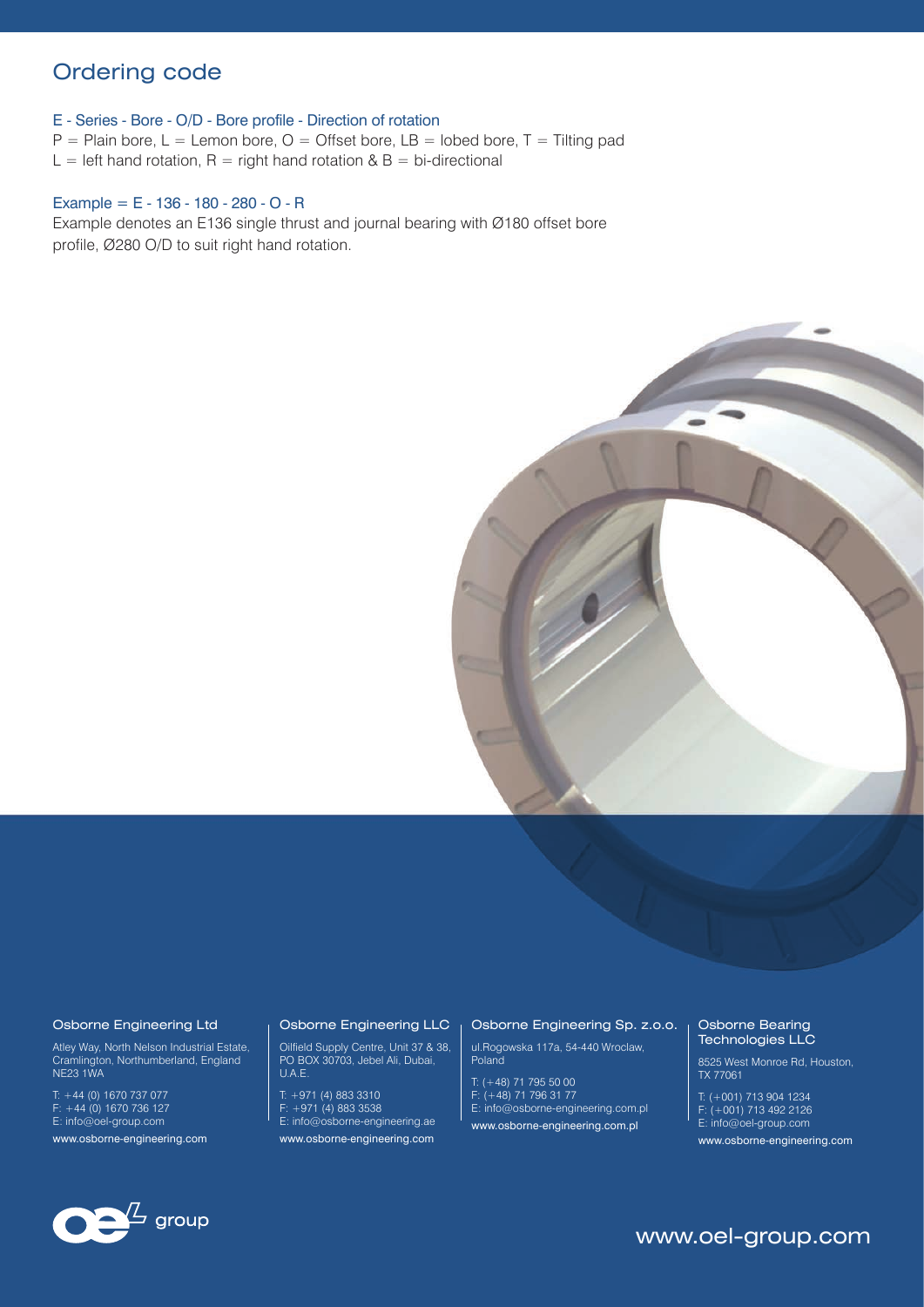# Ordering code

E - Series - Bore - O/D - Bore profile - Direction of rotation

P = Plain bore, L = Lemon bore, O = Offset bore, LB = lobed bore, T = Tilting pad

L = left hand rotation, R = right hand rotation & B = bi-directional

Example = E - 136 - 180 - 280 - O - R

Example denotes an E136 single thrust and journal bearing with Ø180 offset bore profile, Ø280 O/D to suit right hand rotation.

### Osborne Engineering Ltd

Atley Way, North Nelson Industrial Estate, Cramlington, Northumberland, England NE23 1WA

T: +44 (0) 1670 737 077
F: +44 (0) 1670 736 127
E: info@oel-group.com

www.osborne-engineering.com

### Osborne Engineering LLC

Oilfield Supply Centre, Unit 37 & 38, PO BOX 30703, Jebel Ali, Dubai, U.A.E.

T: +971 (4) 883 3310
F: +971 (4) 883 3538
E: info@osborne-engineering.ae

www.osborne-engineering.com

### Osborne Engineering Sp. z.o.o.

ul.Rogowska 117a, 54-440 Wroclaw, Poland

T: (+48) 71 795 50 00
F: (+48) 71 796 31 77
E: info@osborne-engineering.com.pl

www.osborne-engineering.com.pl

### Osborne Bearing Technologies LLC

8525 West Monroe Rd, Houston, TX 77061

T: (+001) 713 904 1234
F: (+001) 713 492 2126
E: info@oel-group.com

www.osborne-engineering.com

oel group

www.oel-group.com